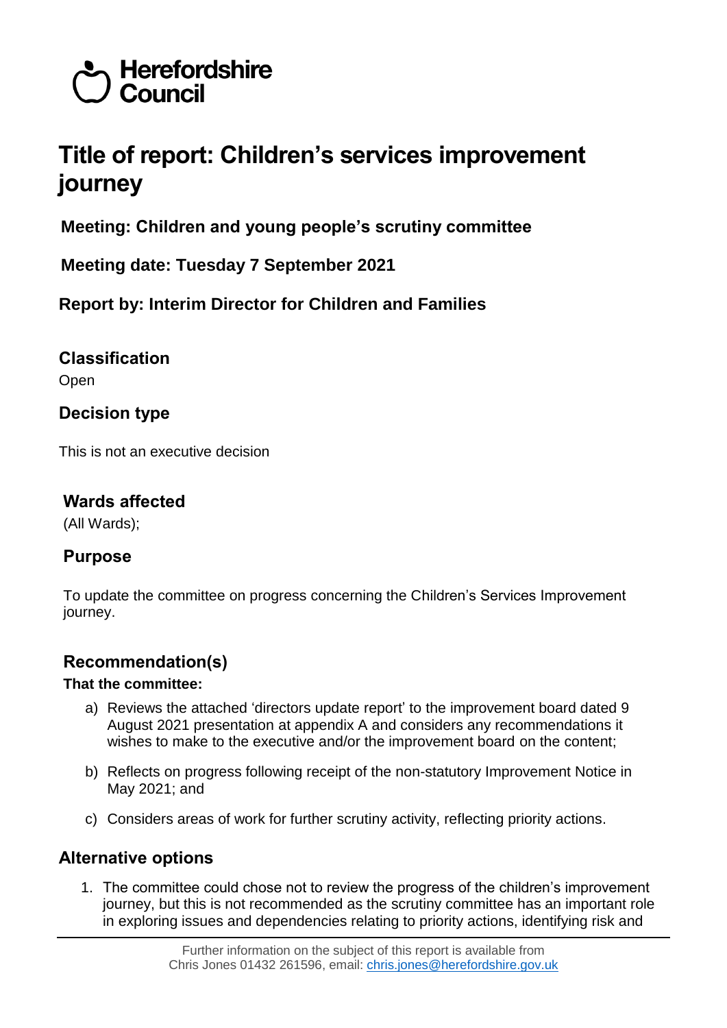Herefordshire Council

# Title of report: Children's services improvement journey

**Meeting: Children and young people's scrutiny committee**

**Meeting date: Tuesday 7 September 2021**

**Report by: Interim Director for Children and Families**

## Classification

Open

## Decision type

This is not an executive decision

## Wards affected

(All Wards);

## Purpose

To update the committee on progress concerning the Children's Services Improvement journey.

## Recommendation(s)

**That the committee:**

a) Reviews the attached 'directors update report' to the improvement board dated 9 August 2021 presentation at appendix A and considers any recommendations it wishes to make to the executive and/or the improvement board on the content;

b) Reflects on progress following receipt of the non-statutory Improvement Notice in May 2021; and

c) Considers areas of work for further scrutiny activity, reflecting priority actions.

## Alternative options

1. The committee could chose not to review the progress of the children's improvement journey, but this is not recommended as the scrutiny committee has an important role in exploring issues and dependencies relating to priority actions, identifying risk and

Further information on the subject of this report is available from Chris Jones 01432 261596, email: chris.jones@herefordshire.gov.uk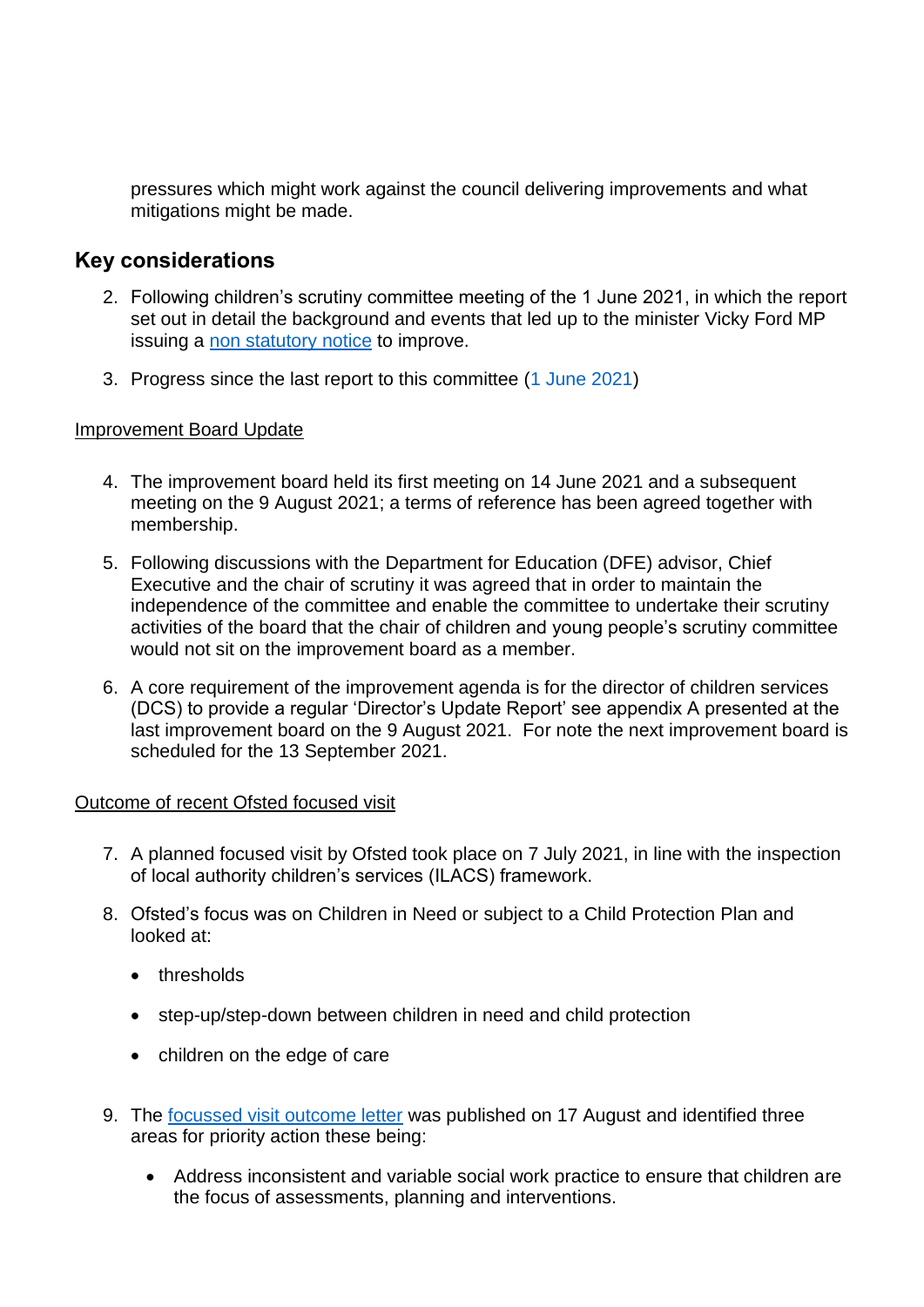pressures which might work against the council delivering improvements and what mitigations might be made.

## Key considerations

2. Following children's scrutiny committee meeting of the 1 June 2021, in which the report set out in detail the background and events that led up to the minister Vicky Ford MP issuing a non statutory notice to improve.

3. Progress since the last report to this committee (1 June 2021)

Improvement Board Update

4. The improvement board held its first meeting on 14 June 2021 and a subsequent meeting on the 9 August 2021; a terms of reference has been agreed together with membership.

5. Following discussions with the Department for Education (DFE) advisor, Chief Executive and the chair of scrutiny it was agreed that in order to maintain the independence of the committee and enable the committee to undertake their scrutiny activities of the board that the chair of children and young people's scrutiny committee would not sit on the improvement board as a member.

6. A core requirement of the improvement agenda is for the director of children services (DCS) to provide a regular 'Director's Update Report' see appendix A presented at the last improvement board on the 9 August 2021. For note the next improvement board is scheduled for the 13 September 2021.

Outcome of recent Ofsted focused visit

7. A planned focused visit by Ofsted took place on 7 July 2021, in line with the inspection of local authority children's services (ILACS) framework.

8. Ofsted's focus was on Children in Need or subject to a Child Protection Plan and looked at:

   - thresholds
   - step-up/step-down between children in need and child protection
   - children on the edge of care

9. The focussed visit outcome letter was published on 17 August and identified three areas for priority action these being:

   - Address inconsistent and variable social work practice to ensure that children are the focus of assessments, planning and interventions.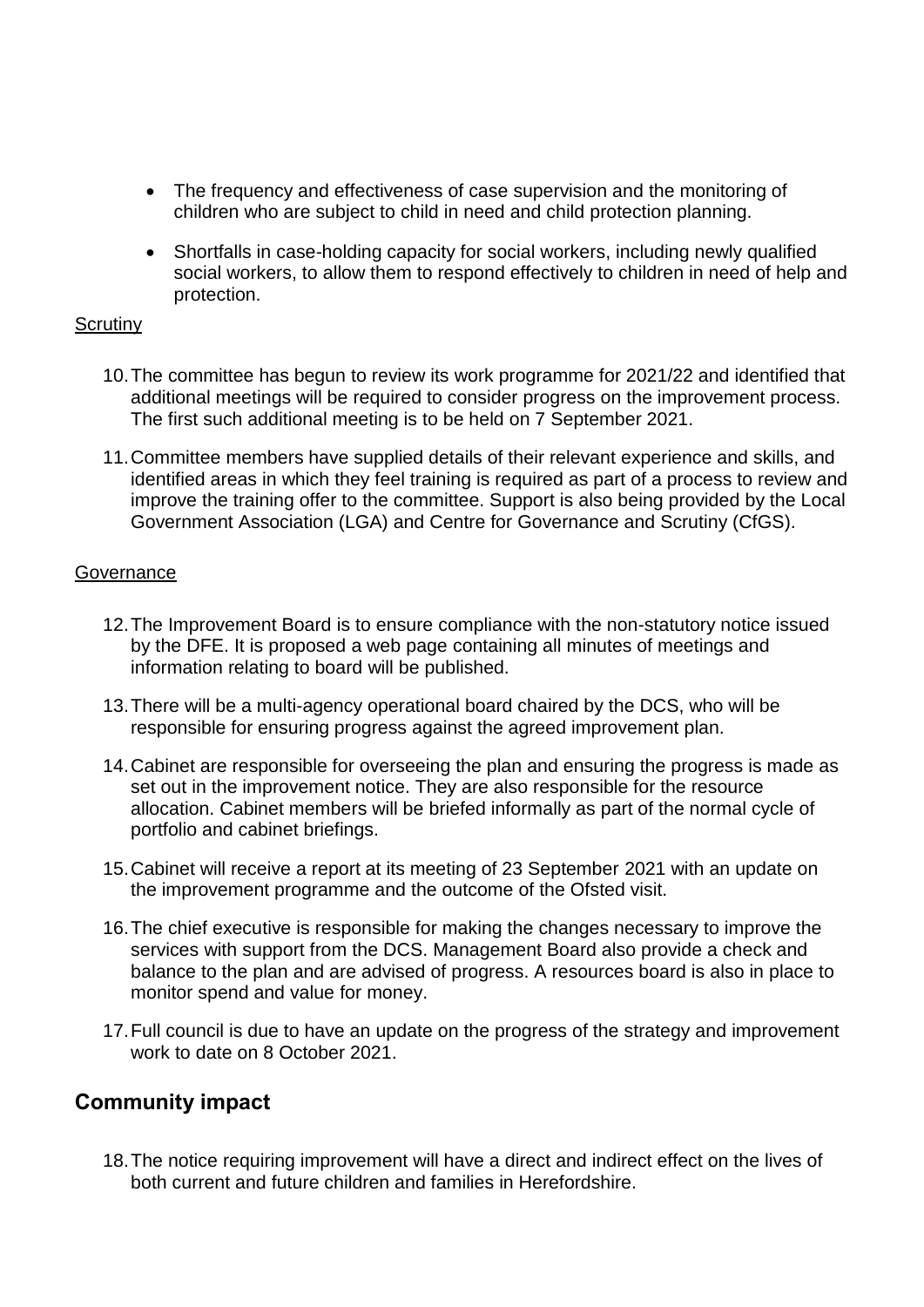- The frequency and effectiveness of case supervision and the monitoring of children who are subject to child in need and child protection planning.
- Shortfalls in case-holding capacity for social workers, including newly qualified social workers, to allow them to respond effectively to children in need of help and protection.

Scrutiny

10. The committee has begun to review its work programme for 2021/22 and identified that additional meetings will be required to consider progress on the improvement process. The first such additional meeting is to be held on 7 September 2021.
11. Committee members have supplied details of their relevant experience and skills, and identified areas in which they feel training is required as part of a process to review and improve the training offer to the committee. Support is also being provided by the Local Government Association (LGA) and Centre for Governance and Scrutiny (CfGS).

Governance

12. The Improvement Board is to ensure compliance with the non-statutory notice issued by the DFE. It is proposed a web page containing all minutes of meetings and information relating to board will be published.
13. There will be a multi-agency operational board chaired by the DCS, who will be responsible for ensuring progress against the agreed improvement plan.
14. Cabinet are responsible for overseeing the plan and ensuring the progress is made as set out in the improvement notice. They are also responsible for the resource allocation. Cabinet members will be briefed informally as part of the normal cycle of portfolio and cabinet briefings.
15. Cabinet will receive a report at its meeting of 23 September 2021 with an update on the improvement programme and the outcome of the Ofsted visit.
16. The chief executive is responsible for making the changes necessary to improve the services with support from the DCS. Management Board also provide a check and balance to the plan and are advised of progress. A resources board is also in place to monitor spend and value for money.
17. Full council is due to have an update on the progress of the strategy and improvement work to date on 8 October 2021.

## Community impact

18. The notice requiring improvement will have a direct and indirect effect on the lives of both current and future children and families in Herefordshire.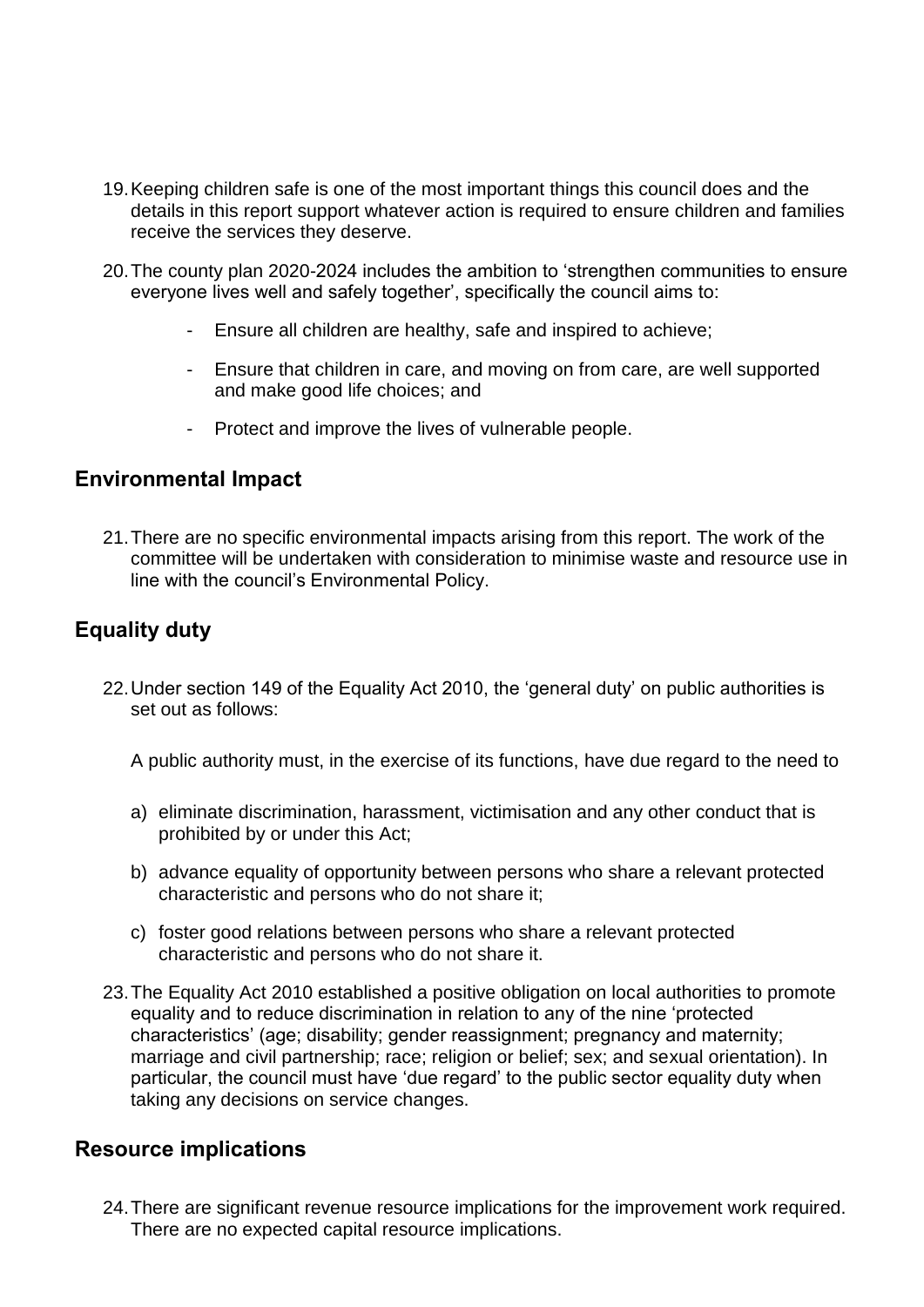19. Keeping children safe is one of the most important things this council does and the details in this report support whatever action is required to ensure children and families receive the services they deserve.

20. The county plan 2020-2024 includes the ambition to 'strengthen communities to ensure everyone lives well and safely together', specifically the council aims to:

    - Ensure all children are healthy, safe and inspired to achieve;
    - Ensure that children in care, and moving on from care, are well supported and make good life choices; and
    - Protect and improve the lives of vulnerable people.

## Environmental Impact

21. There are no specific environmental impacts arising from this report. The work of the committee will be undertaken with consideration to minimise waste and resource use in line with the council's Environmental Policy.

## Equality duty

22. Under section 149 of the Equality Act 2010, the 'general duty' on public authorities is set out as follows:

    A public authority must, in the exercise of its functions, have due regard to the need to

    a) eliminate discrimination, harassment, victimisation and any other conduct that is prohibited by or under this Act;
    b) advance equality of opportunity between persons who share a relevant protected characteristic and persons who do not share it;
    c) foster good relations between persons who share a relevant protected characteristic and persons who do not share it.

23. The Equality Act 2010 established a positive obligation on local authorities to promote equality and to reduce discrimination in relation to any of the nine 'protected characteristics' (age; disability; gender reassignment; pregnancy and maternity; marriage and civil partnership; race; religion or belief; sex; and sexual orientation). In particular, the council must have 'due regard' to the public sector equality duty when taking any decisions on service changes.

## Resource implications

24. There are significant revenue resource implications for the improvement work required. There are no expected capital resource implications.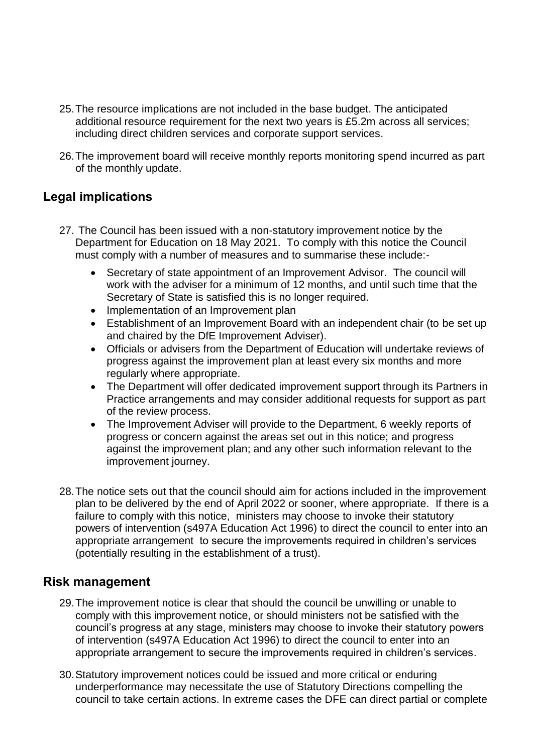25. The resource implications are not included in the base budget. The anticipated additional resource requirement for the next two years is £5.2m across all services; including direct children services and corporate support services.

26. The improvement board will receive monthly reports monitoring spend incurred as part of the monthly update.

## Legal implications

27. The Council has been issued with a non-statutory improvement notice by the Department for Education on 18 May 2021. To comply with this notice the Council must comply with a number of measures and to summarise these include:-

    - Secretary of state appointment of an Improvement Advisor. The council will work with the adviser for a minimum of 12 months, and until such time that the Secretary of State is satisfied this is no longer required.
    - Implementation of an Improvement plan
    - Establishment of an Improvement Board with an independent chair (to be set up and chaired by the DfE Improvement Adviser).
    - Officials or advisers from the Department of Education will undertake reviews of progress against the improvement plan at least every six months and more regularly where appropriate.
    - The Department will offer dedicated improvement support through its Partners in Practice arrangements and may consider additional requests for support as part of the review process.
    - The Improvement Adviser will provide to the Department, 6 weekly reports of progress or concern against the areas set out in this notice; and progress against the improvement plan; and any other such information relevant to the improvement journey.

28. The notice sets out that the council should aim for actions included in the improvement plan to be delivered by the end of April 2022 or sooner, where appropriate. If there is a failure to comply with this notice, ministers may choose to invoke their statutory powers of intervention (s497A Education Act 1996) to direct the council to enter into an appropriate arrangement to secure the improvements required in children's services (potentially resulting in the establishment of a trust).

## Risk management

29. The improvement notice is clear that should the council be unwilling or unable to comply with this improvement notice, or should ministers not be satisfied with the council's progress at any stage, ministers may choose to invoke their statutory powers of intervention (s497A Education Act 1996) to direct the council to enter into an appropriate arrangement to secure the improvements required in children's services.

30. Statutory improvement notices could be issued and more critical or enduring underperformance may necessitate the use of Statutory Directions compelling the council to take certain actions. In extreme cases the DFE can direct partial or complete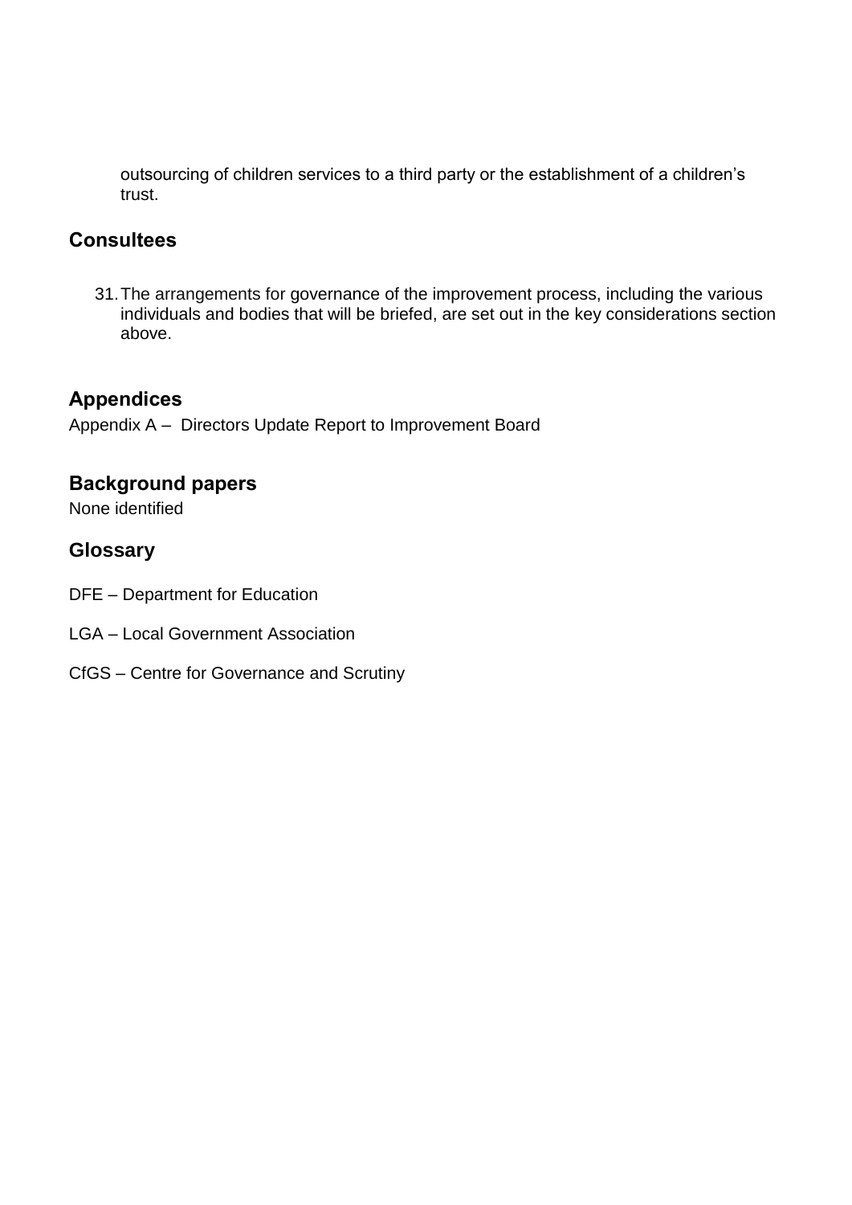outsourcing of children services to a third party or the establishment of a children's trust.

## Consultees

31. The arrangements for governance of the improvement process, including the various individuals and bodies that will be briefed, are set out in the key considerations section above.

## Appendices

Appendix A – Directors Update Report to Improvement Board

## Background papers

None identified

## Glossary

DFE – Department for Education

LGA – Local Government Association

CfGS – Centre for Governance and Scrutiny